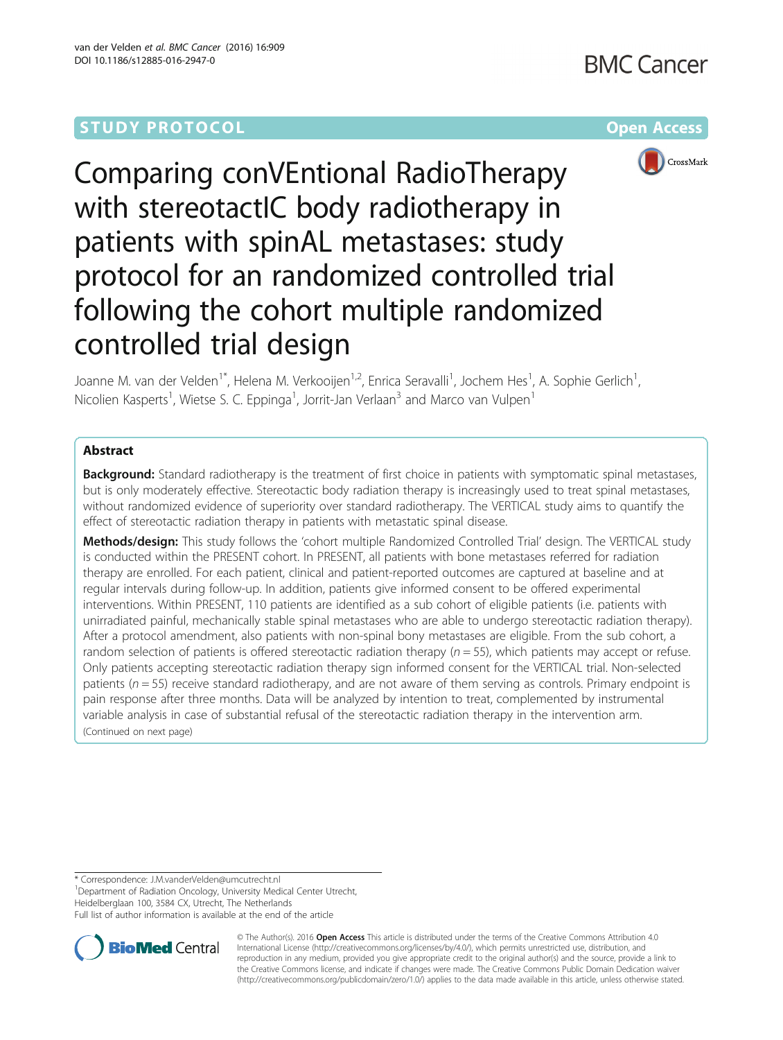STUDY PROTOCOL | Open Access

# Comparing conVEntional RadioTherapy with stereotactIC body radiotherapy in patients with spinAL metastases: study protocol for an randomized controlled trial following the cohort multiple randomized controlled trial design

Joanne M. van der Velden[1*], Helena M. Verkooijen[1,2], Enrica Seravalli[1], Jochem Hes[1], A. Sophie Gerlich[1], Nicolien Kasperts[1], Wietse S. C. Eppinga[1], Jorrit-Jan Verlaan[3] and Marco van Vulpen[1]

## Abstract

**Background:** Standard radiotherapy is the treatment of first choice in patients with symptomatic spinal metastases, but is only moderately effective. Stereotactic body radiation therapy is increasingly used to treat spinal metastases, without randomized evidence of superiority over standard radiotherapy. The VERTICAL study aims to quantify the effect of stereotactic radiation therapy in patients with metastatic spinal disease.

**Methods/design:** This study follows the 'cohort multiple Randomized Controlled Trial' design. The VERTICAL study is conducted within the PRESENT cohort. In PRESENT, all patients with bone metastases referred for radiation therapy are enrolled. For each patient, clinical and patient-reported outcomes are captured at baseline and at regular intervals during follow-up. In addition, patients give informed consent to be offered experimental interventions. Within PRESENT, 110 patients are identified as a sub cohort of eligible patients (i.e. patients with unirradiated painful, mechanically stable spinal metastases who are able to undergo stereotactic radiation therapy). After a protocol amendment, also patients with non-spinal bony metastases are eligible. From the sub cohort, a random selection of patients is offered stereotactic radiation therapy ($n = 55$), which patients may accept or refuse. Only patients accepting stereotactic radiation therapy sign informed consent for the VERTICAL trial. Non-selected patients ($n = 55$) receive standard radiotherapy, and are not aware of them serving as controls. Primary endpoint is pain response after three months. Data will be analyzed by intention to treat, complemented by instrumental variable analysis in case of substantial refusal of the stereotactic radiation therapy in the intervention arm.

(Continued on next page)

\* Correspondence: J.M.vanderVelden@umcutrecht.nl
[1]Department of Radiation Oncology, University Medical Center Utrecht, Heidelberglaan 100, 3584 CX, Utrecht, The Netherlands
Full list of author information is available at the end of the article

© The Author(s). 2016 **Open Access** This article is distributed under the terms of the Creative Commons Attribution 4.0 International License (http://creativecommons.org/licenses/by/4.0/), which permits unrestricted use, distribution, and reproduction in any medium, provided you give appropriate credit to the original author(s) and the source, provide a link to the Creative Commons license, and indicate if changes were made. The Creative Commons Public Domain Dedication waiver (http://creativecommons.org/publicdomain/zero/1.0/) applies to the data made available in this article, unless otherwise stated.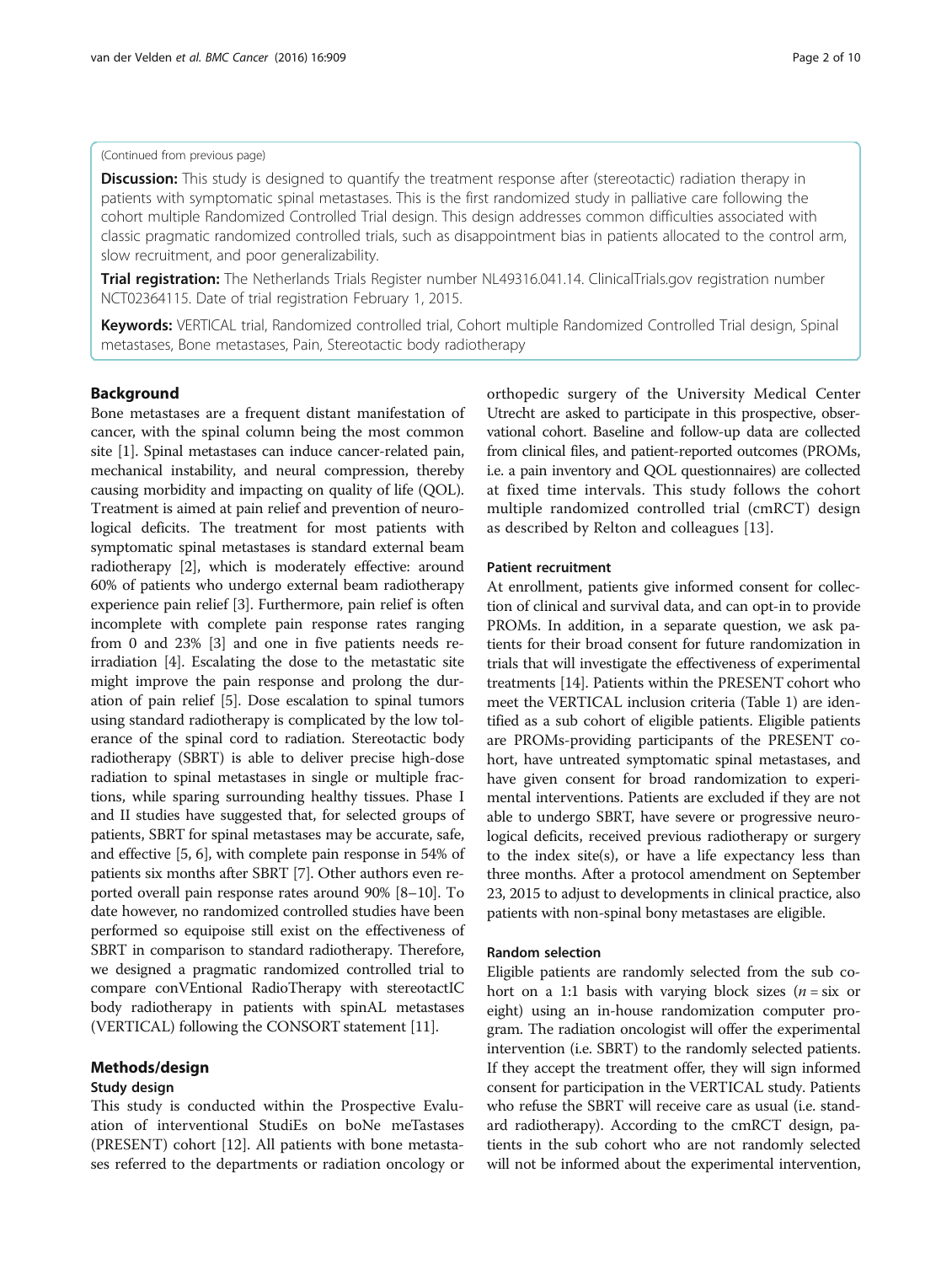(Continued from previous page)

**Discussion:** This study is designed to quantify the treatment response after (stereotactic) radiation therapy in patients with symptomatic spinal metastases. This is the first randomized study in palliative care following the cohort multiple Randomized Controlled Trial design. This design addresses common difficulties associated with classic pragmatic randomized controlled trials, such as disappointment bias in patients allocated to the control arm, slow recruitment, and poor generalizability.

**Trial registration:** The Netherlands Trials Register number NL49316.041.14. ClinicalTrials.gov registration number NCT02364115. Date of trial registration February 1, 2015.

**Keywords:** VERTICAL trial, Randomized controlled trial, Cohort multiple Randomized Controlled Trial design, Spinal metastases, Bone metastases, Pain, Stereotactic body radiotherapy

## Background

Bone metastases are a frequent distant manifestation of cancer, with the spinal column being the most common site [1]. Spinal metastases can induce cancer-related pain, mechanical instability, and neural compression, thereby causing morbidity and impacting on quality of life (QOL). Treatment is aimed at pain relief and prevention of neurological deficits. The treatment for most patients with symptomatic spinal metastases is standard external beam radiotherapy [2], which is moderately effective: around 60% of patients who undergo external beam radiotherapy experience pain relief [3]. Furthermore, pain relief is often incomplete with complete pain response rates ranging from 0 and 23% [3] and one in five patients needs reirradiation [4]. Escalating the dose to the metastatic site might improve the pain response and prolong the duration of pain relief [5]. Dose escalation to spinal tumors using standard radiotherapy is complicated by the low tolerance of the spinal cord to radiation. Stereotactic body radiotherapy (SBRT) is able to deliver precise high-dose radiation to spinal metastases in single or multiple fractions, while sparing surrounding healthy tissues. Phase I and II studies have suggested that, for selected groups of patients, SBRT for spinal metastases may be accurate, safe, and effective [5, 6], with complete pain response in 54% of patients six months after SBRT [7]. Other authors even reported overall pain response rates around 90% [8–10]. To date however, no randomized controlled studies have been performed so equipoise still exist on the effectiveness of SBRT in comparison to standard radiotherapy. Therefore, we designed a pragmatic randomized controlled trial to compare conVEntional RadioTherapy with stereotactIC body radiotherapy in patients with spinAL metastases (VERTICAL) following the CONSORT statement [11].

## Methods/design

### Study design

This study is conducted within the Prospective Evaluation of interventional StudiEs on boNe meTastases (PRESENT) cohort [12]. All patients with bone metastases referred to the departments or radiation oncology or orthopedic surgery of the University Medical Center Utrecht are asked to participate in this prospective, observational cohort. Baseline and follow-up data are collected from clinical files, and patient-reported outcomes (PROMs, i.e. a pain inventory and QOL questionnaires) are collected at fixed time intervals. This study follows the cohort multiple randomized controlled trial (cmRCT) design as described by Relton and colleagues [13].

### Patient recruitment

At enrollment, patients give informed consent for collection of clinical and survival data, and can opt-in to provide PROMs. In addition, in a separate question, we ask patients for their broad consent for future randomization in trials that will investigate the effectiveness of experimental treatments [14]. Patients within the PRESENT cohort who meet the VERTICAL inclusion criteria (Table 1) are identified as a sub cohort of eligible patients. Eligible patients are PROMs-providing participants of the PRESENT cohort, have untreated symptomatic spinal metastases, and have given consent for broad randomization to experimental interventions. Patients are excluded if they are not able to undergo SBRT, have severe or progressive neurological deficits, received previous radiotherapy or surgery to the index site(s), or have a life expectancy less than three months. After a protocol amendment on September 23, 2015 to adjust to developments in clinical practice, also patients with non-spinal bony metastases are eligible.

### Random selection

Eligible patients are randomly selected from the sub cohort on a 1:1 basis with varying block sizes ($n$ = six or eight) using an in-house randomization computer program. The radiation oncologist will offer the experimental intervention (i.e. SBRT) to the randomly selected patients. If they accept the treatment offer, they will sign informed consent for participation in the VERTICAL study. Patients who refuse the SBRT will receive care as usual (i.e. standard radiotherapy). According to the cmRCT design, patients in the sub cohort who are not randomly selected will not be informed about the experimental intervention,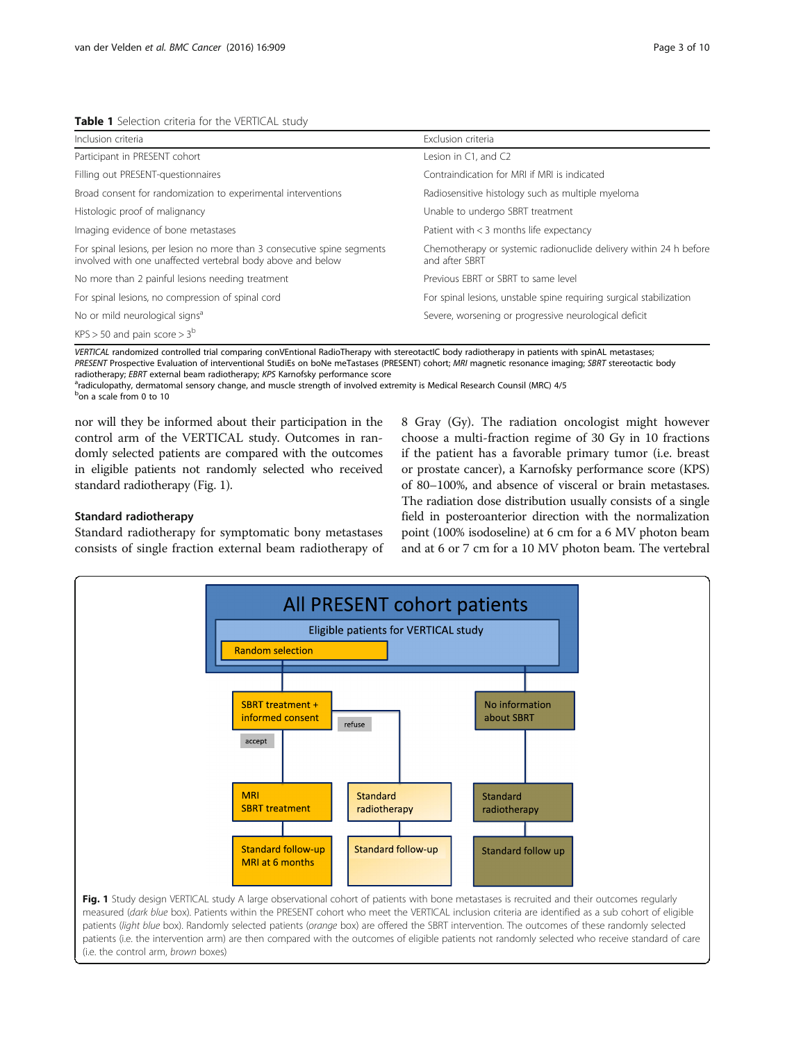**Table 1** Selection criteria for the VERTICAL study

| Inclusion criteria | Exclusion criteria |
|---|---|
| Participant in PRESENT cohort | Lesion in C1, and C2 |
| Filling out PRESENT-questionnaires | Contraindication for MRI if MRI is indicated |
| Broad consent for randomization to experimental interventions | Radiosensitive histology such as multiple myeloma |
| Histologic proof of malignancy | Unable to undergo SBRT treatment |
| Imaging evidence of bone metastases | Patient with < 3 months life expectancy |
| For spinal lesions, per lesion no more than 3 consecutive spine segments involved with one unaffected vertebral body above and below | Chemotherapy or systemic radionuclide delivery within 24 h before and after SBRT |
| No more than 2 painful lesions needing treatment | Previous EBRT or SBRT to same level |
| For spinal lesions, no compression of spinal cord | For spinal lesions, unstable spine requiring surgical stabilization |
| No or mild neurological signs[a] | Severe, worsening or progressive neurological deficit |
| KPS > 50 and pain score > 3[b] | |

*VERTICAL* randomized controlled trial comparing conVEntional RadioTherapy with stereotactIC body radiotherapy in patients with spinAL metastases; *PRESENT* Prospective Evaluation of interventional StudiEs on boNe meTastases (PRESENT) cohort; *MRI* magnetic resonance imaging; *SBRT* stereotactic body radiotherapy; *EBRT* external beam radiotherapy; *KPS* Karnofsky performance score

[a]radiculopathy, dermatomal sensory change, and muscle strength of involved extremity is Medical Research Counsil (MRC) 4/5

[b]on a scale from 0 to 10

nor will they be informed about their participation in the control arm of the VERTICAL study. Outcomes in randomly selected patients are compared with the outcomes in eligible patients not randomly selected who received standard radiotherapy (Fig. 1).

### Standard radiotherapy

Standard radiotherapy for symptomatic bony metastases consists of single fraction external beam radiotherapy of 8 Gray (Gy). The radiation oncologist might however choose a multi-fraction regime of 30 Gy in 10 fractions if the patient has a favorable primary tumor (i.e. breast or prostate cancer), a Karnofsky performance score (KPS) of 80–100%, and absence of visceral or brain metastases. The radiation dose distribution usually consists of a single field in posteroanterior direction with the normalization point (100% isodoseline) at 6 cm for a 6 MV photon beam and at 6 or 7 cm for a 10 MV photon beam. The vertebral

**Fig. 1** Study design VERTICAL study A large observational cohort of patients with bone metastases is recruited and their outcomes regularly measured (*dark blue* box). Patients within the PRESENT cohort who meet the VERTICAL inclusion criteria are identified as a sub cohort of eligible patients (*light blue* box). Randomly selected patients (*orange* box) are offered the SBRT intervention. The outcomes of these randomly selected patients (i.e. the intervention arm) are then compared with the outcomes of eligible patients not randomly selected who receive standard of care (i.e. the control arm, *brown* boxes)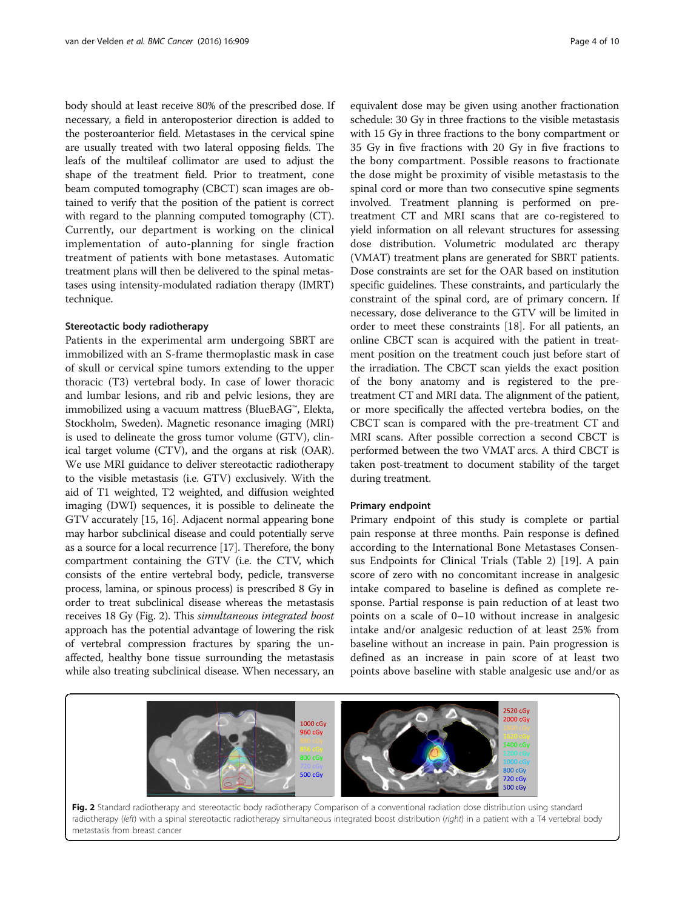body should at least receive 80% of the prescribed dose. If necessary, a field in anteroposterior direction is added to the posteroanterior field. Metastases in the cervical spine are usually treated with two lateral opposing fields. The leafs of the multileaf collimator are used to adjust the shape of the treatment field. Prior to treatment, cone beam computed tomography (CBCT) scan images are obtained to verify that the position of the patient is correct with regard to the planning computed tomography (CT). Currently, our department is working on the clinical implementation of auto-planning for single fraction treatment of patients with bone metastases. Automatic treatment plans will then be delivered to the spinal metastases using intensity-modulated radiation therapy (IMRT) technique.

### Stereotactic body radiotherapy

Patients in the experimental arm undergoing SBRT are immobilized with an S-frame thermoplastic mask in case of skull or cervical spine tumors extending to the upper thoracic (T3) vertebral body. In case of lower thoracic and lumbar lesions, and rib and pelvic lesions, they are immobilized using a vacuum mattress (BlueBAG™, Elekta, Stockholm, Sweden). Magnetic resonance imaging (MRI) is used to delineate the gross tumor volume (GTV), clinical target volume (CTV), and the organs at risk (OAR). We use MRI guidance to deliver stereotactic radiotherapy to the visible metastasis (i.e. GTV) exclusively. With the aid of T1 weighted, T2 weighted, and diffusion weighted imaging (DWI) sequences, it is possible to delineate the GTV accurately [15, 16]. Adjacent normal appearing bone may harbor subclinical disease and could potentially serve as a source for a local recurrence [17]. Therefore, the bony compartment containing the GTV (i.e. the CTV, which consists of the entire vertebral body, pedicle, transverse process, lamina, or spinous process) is prescribed 8 Gy in order to treat subclinical disease whereas the metastasis receives 18 Gy (Fig. 2). This *simultaneous integrated boost* approach has the potential advantage of lowering the risk of vertebral compression fractures by sparing the unaffected, healthy bone tissue surrounding the metastasis while also treating subclinical disease. When necessary, an equivalent dose may be given using another fractionation schedule: 30 Gy in three fractions to the visible metastasis with 15 Gy in three fractions to the bony compartment or 35 Gy in five fractions with 20 Gy in five fractions to the bony compartment. Possible reasons to fractionate the dose might be proximity of visible metastasis to the spinal cord or more than two consecutive spine segments involved. Treatment planning is performed on pre-treatment CT and MRI scans that are co-registered to yield information on all relevant structures for assessing dose distribution. Volumetric modulated arc therapy (VMAT) treatment plans are generated for SBRT patients. Dose constraints are set for the OAR based on institution specific guidelines. These constraints, and particularly the constraint of the spinal cord, are of primary concern. If necessary, dose deliverance to the GTV will be limited in order to meet these constraints [18]. For all patients, an online CBCT scan is acquired with the patient in treatment position on the treatment couch just before start of the irradiation. The CBCT scan yields the exact position of the bony anatomy and is registered to the pre-treatment CT and MRI data. The alignment of the patient, or more specifically the affected vertebra bodies, on the CBCT scan is compared with the pre-treatment CT and MRI scans. After possible correction a second CBCT is performed between the two VMAT arcs. A third CBCT is taken post-treatment to document stability of the target during treatment.

### Primary endpoint

Primary endpoint of this study is complete or partial pain response at three months. Pain response is defined according to the International Bone Metastases Consensus Endpoints for Clinical Trials (Table 2) [19]. A pain score of zero with no concomitant increase in analgesic intake compared to baseline is defined as complete response. Partial response is pain reduction of at least two points on a scale of 0–10 without increase in analgesic intake and/or analgesic reduction of at least 25% from baseline without an increase in pain. Pain progression is defined as an increase in pain score of at least two points above baseline with stable analgesic use and/or as

**Fig. 2** Standard radiotherapy and stereotactic body radiotherapy Comparison of a conventional radiation dose distribution using standard radiotherapy (*left*) with a spinal stereotactic radiotherapy simultaneous integrated boost distribution (*right*) in a patient with a T4 vertebral body metastasis from breast cancer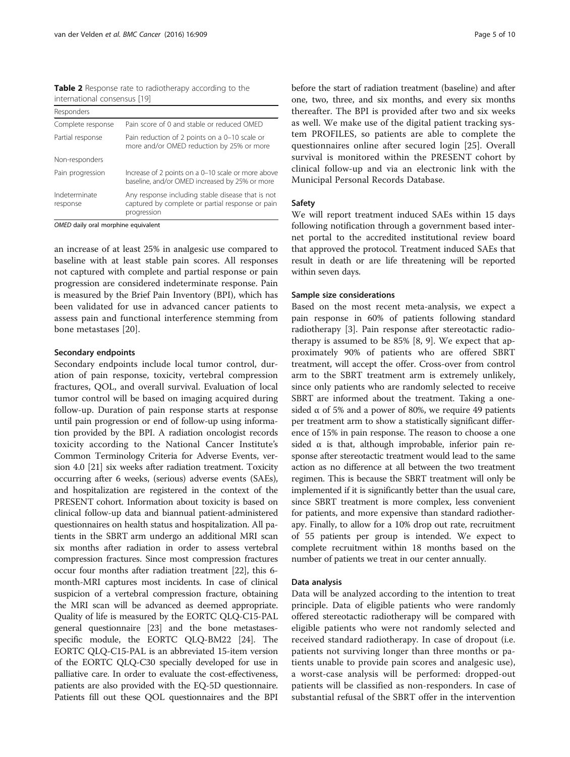**Table 2** Response rate to radiotherapy according to the international consensus [19]

| Responders | |
|---|---|
| Complete response | Pain score of 0 and stable or reduced OMED |
| Partial response | Pain reduction of 2 points on a 0–10 scale or more and/or OMED reduction by 25% or more |
| Non-responders | |
| Pain progression | Increase of 2 points on a 0–10 scale or more above baseline, and/or OMED increased by 25% or more |
| Indeterminate response | Any response including stable disease that is not captured by complete or partial response or pain progression |

*OMED* daily oral morphine equivalent

an increase of at least 25% in analgesic use compared to baseline with at least stable pain scores. All responses not captured with complete and partial response or pain progression are considered indeterminate response. Pain is measured by the Brief Pain Inventory (BPI), which has been validated for use in advanced cancer patients to assess pain and functional interference stemming from bone metastases [20].

#### Secondary endpoints

Secondary endpoints include local tumor control, duration of pain response, toxicity, vertebral compression fractures, QOL, and overall survival. Evaluation of local tumor control will be based on imaging acquired during follow-up. Duration of pain response starts at response until pain progression or end of follow-up using information provided by the BPI. A radiation oncologist records toxicity according to the National Cancer Institute's Common Terminology Criteria for Adverse Events, version 4.0 [21] six weeks after radiation treatment. Toxicity occurring after 6 weeks, (serious) adverse events (SAEs), and hospitalization are registered in the context of the PRESENT cohort. Information about toxicity is based on clinical follow-up data and biannual patient-administered questionnaires on health status and hospitalization. All patients in the SBRT arm undergo an additional MRI scan six months after radiation in order to assess vertebral compression fractures. Since most compression fractures occur four months after radiation treatment [22], this 6-month-MRI captures most incidents. In case of clinical suspicion of a vertebral compression fracture, obtaining the MRI scan will be advanced as deemed appropriate. Quality of life is measured by the EORTC QLQ-C15-PAL general questionnaire [23] and the bone metastases-specific module, the EORTC QLQ-BM22 [24]. The EORTC QLQ-C15-PAL is an abbreviated 15-item version of the EORTC QLQ-C30 specially developed for use in palliative care. In order to evaluate the cost-effectiveness, patients are also provided with the EQ-5D questionnaire. Patients fill out these QOL questionnaires and the BPI before the start of radiation treatment (baseline) and after one, two, three, and six months, and every six months thereafter. The BPI is provided after two and six weeks as well. We make use of the digital patient tracking system PROFILES, so patients are able to complete the questionnaires online after secured login [25]. Overall survival is monitored within the PRESENT cohort by clinical follow-up and via an electronic link with the Municipal Personal Records Database.

#### Safety

We will report treatment induced SAEs within 15 days following notification through a government based internet portal to the accredited institutional review board that approved the protocol. Treatment induced SAEs that result in death or are life threatening will be reported within seven days.

#### Sample size considerations

Based on the most recent meta-analysis, we expect a pain response in 60% of patients following standard radiotherapy [3]. Pain response after stereotactic radiotherapy is assumed to be 85% [8, 9]. We expect that approximately 90% of patients who are offered SBRT treatment, will accept the offer. Cross-over from control arm to the SBRT treatment arm is extremely unlikely, since only patients who are randomly selected to receive SBRT are informed about the treatment. Taking a one-sided $\alpha$ of 5% and a power of 80%, we require 49 patients per treatment arm to show a statistically significant difference of 15% in pain response. The reason to choose a one sided $\alpha$ is that, although improbable, inferior pain response after stereotactic treatment would lead to the same action as no difference at all between the two treatment regimen. This is because the SBRT treatment will only be implemented if it is significantly better than the usual care, since SBRT treatment is more complex, less convenient for patients, and more expensive than standard radiotherapy. Finally, to allow for a 10% drop out rate, recruitment of 55 patients per group is intended. We expect to complete recruitment within 18 months based on the number of patients we treat in our center annually.

#### Data analysis

Data will be analyzed according to the intention to treat principle. Data of eligible patients who were randomly offered stereotactic radiotherapy will be compared with eligible patients who were not randomly selected and received standard radiotherapy. In case of dropout (i.e. patients not surviving longer than three months or patients unable to provide pain scores and analgesic use), a worst-case analysis will be performed: dropped-out patients will be classified as non-responders. In case of substantial refusal of the SBRT offer in the intervention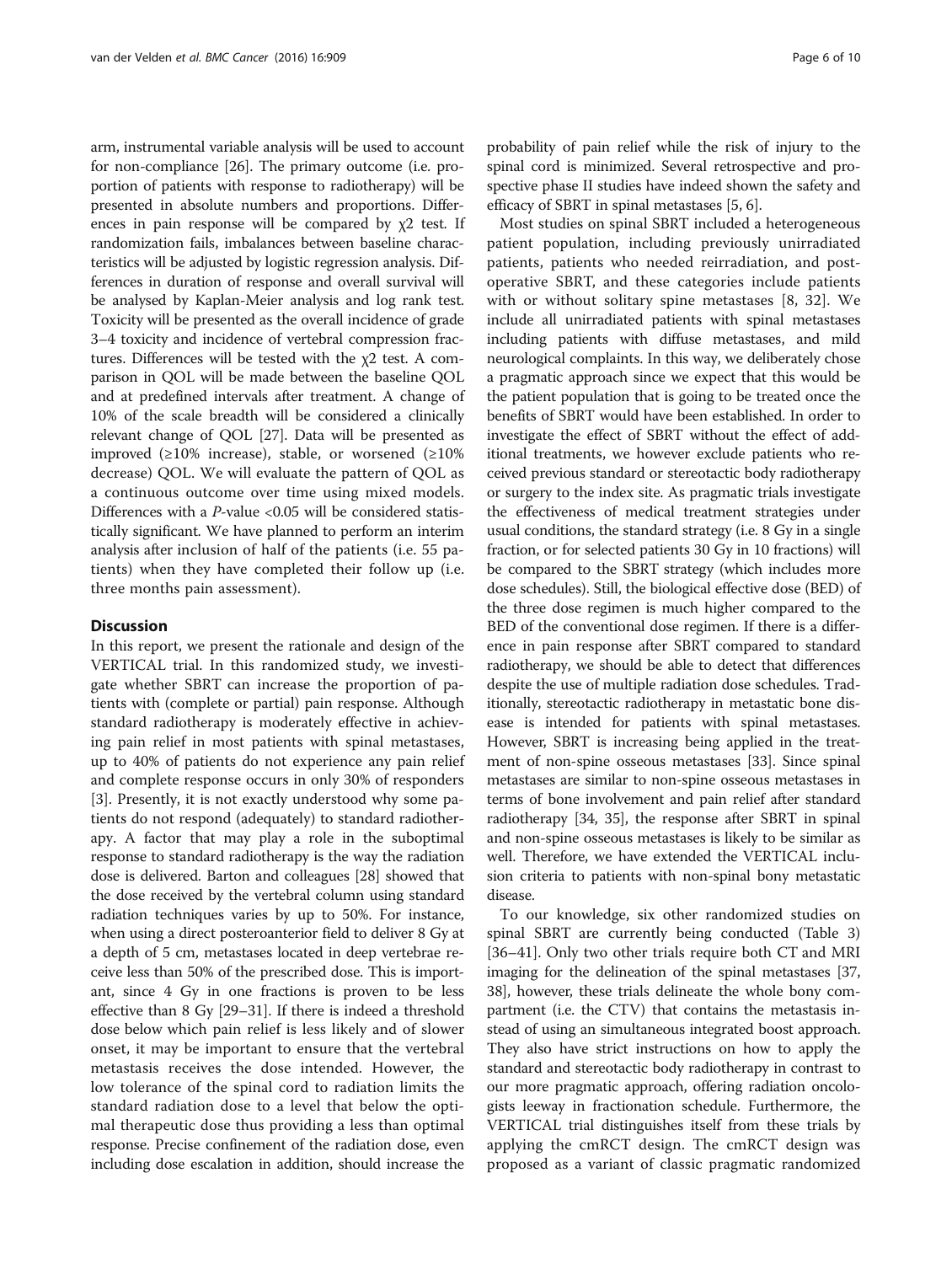arm, instrumental variable analysis will be used to account for non-compliance [26]. The primary outcome (i.e. proportion of patients with response to radiotherapy) will be presented in absolute numbers and proportions. Differences in pain response will be compared by $\chi 2$ test. If randomization fails, imbalances between baseline characteristics will be adjusted by logistic regression analysis. Differences in duration of response and overall survival will be analysed by Kaplan-Meier analysis and log rank test. Toxicity will be presented as the overall incidence of grade 3–4 toxicity and incidence of vertebral compression fractures. Differences will be tested with the $\chi 2$ test. A comparison in QOL will be made between the baseline QOL and at predefined intervals after treatment. A change of 10% of the scale breadth will be considered a clinically relevant change of QOL [27]. Data will be presented as improved (≥10% increase), stable, or worsened (≥10% decrease) QOL. We will evaluate the pattern of QOL as a continuous outcome over time using mixed models. Differences with a $P$-value <0.05 will be considered statistically significant. We have planned to perform an interim analysis after inclusion of half of the patients (i.e. 55 patients) when they have completed their follow up (i.e. three months pain assessment).

## Discussion

In this report, we present the rationale and design of the VERTICAL trial. In this randomized study, we investigate whether SBRT can increase the proportion of patients with (complete or partial) pain response. Although standard radiotherapy is moderately effective in achieving pain relief in most patients with spinal metastases, up to 40% of patients do not experience any pain relief and complete response occurs in only 30% of responders [3]. Presently, it is not exactly understood why some patients do not respond (adequately) to standard radiotherapy. A factor that may play a role in the suboptimal response to standard radiotherapy is the way the radiation dose is delivered. Barton and colleagues [28] showed that the dose received by the vertebral column using standard radiation techniques varies by up to 50%. For instance, when using a direct posteroanterior field to deliver 8 Gy at a depth of 5 cm, metastases located in deep vertebrae receive less than 50% of the prescribed dose. This is important, since 4 Gy in one fractions is proven to be less effective than 8 Gy [29–31]. If there is indeed a threshold dose below which pain relief is less likely and of slower onset, it may be important to ensure that the vertebral metastasis receives the dose intended. However, the low tolerance of the spinal cord to radiation limits the standard radiation dose to a level that below the optimal therapeutic dose thus providing a less than optimal response. Precise confinement of the radiation dose, even including dose escalation in addition, should increase the probability of pain relief while the risk of injury to the spinal cord is minimized. Several retrospective and prospective phase II studies have indeed shown the safety and efficacy of SBRT in spinal metastases [5, 6].

Most studies on spinal SBRT included a heterogeneous patient population, including previously unirradiated patients, patients who needed reirradiation, and post-operative SBRT, and these categories include patients with or without solitary spine metastases [8, 32]. We include all unirradiated patients with spinal metastases including patients with diffuse metastases, and mild neurological complaints. In this way, we deliberately chose a pragmatic approach since we expect that this would be the patient population that is going to be treated once the benefits of SBRT would have been established. In order to investigate the effect of SBRT without the effect of additional treatments, we however exclude patients who received previous standard or stereotactic body radiotherapy or surgery to the index site. As pragmatic trials investigate the effectiveness of medical treatment strategies under usual conditions, the standard strategy (i.e. 8 Gy in a single fraction, or for selected patients 30 Gy in 10 fractions) will be compared to the SBRT strategy (which includes more dose schedules). Still, the biological effective dose (BED) of the three dose regimen is much higher compared to the BED of the conventional dose regimen. If there is a difference in pain response after SBRT compared to standard radiotherapy, we should be able to detect that differences despite the use of multiple radiation dose schedules. Traditionally, stereotactic radiotherapy in metastatic bone disease is intended for patients with spinal metastases. However, SBRT is increasing being applied in the treatment of non-spine osseous metastases [33]. Since spinal metastases are similar to non-spine osseous metastases in terms of bone involvement and pain relief after standard radiotherapy [34, 35], the response after SBRT in spinal and non-spine osseous metastases is likely to be similar as well. Therefore, we have extended the VERTICAL inclusion criteria to patients with non-spinal bony metastatic disease.

To our knowledge, six other randomized studies on spinal SBRT are currently being conducted (Table 3) [36–41]. Only two other trials require both CT and MRI imaging for the delineation of the spinal metastases [37, 38], however, these trials delineate the whole bony compartment (i.e. the CTV) that contains the metastasis instead of using an simultaneous integrated boost approach. They also have strict instructions on how to apply the standard and stereotactic body radiotherapy in contrast to our more pragmatic approach, offering radiation oncologists leeway in fractionation schedule. Furthermore, the VERTICAL trial distinguishes itself from these trials by applying the cmRCT design. The cmRCT design was proposed as a variant of classic pragmatic randomized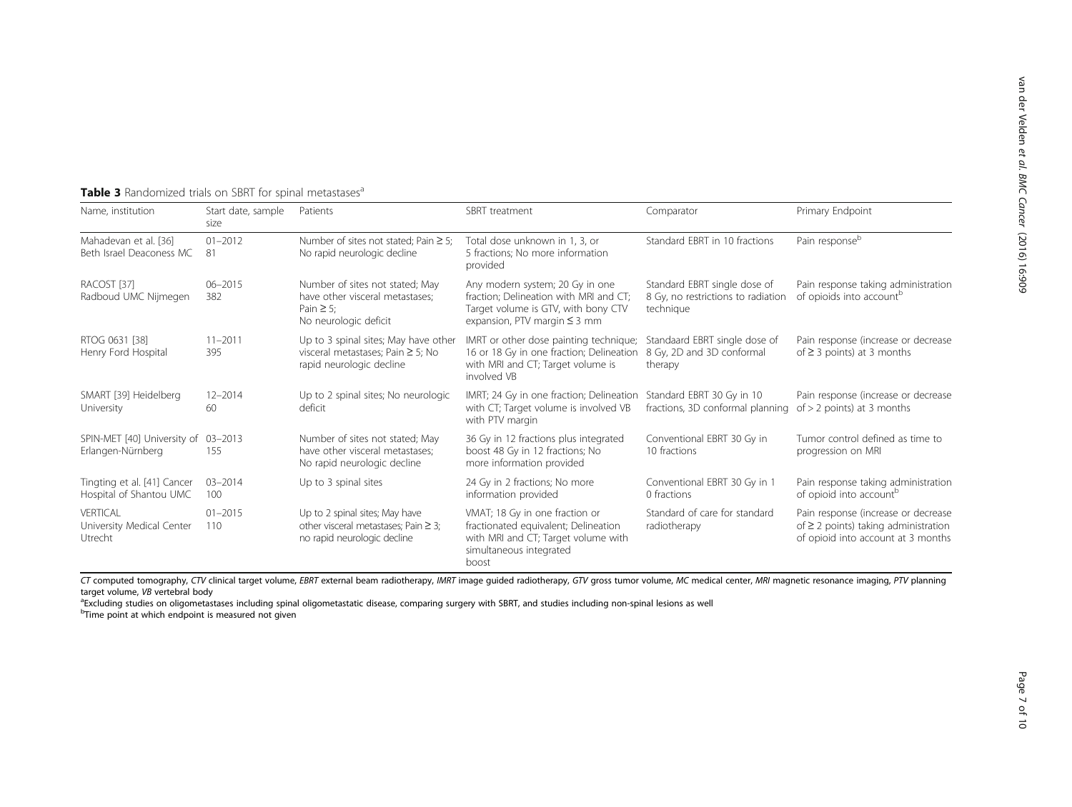**Table 3** Randomized trials on SBRT for spinal metastases[a]

| Name, institution | Start date, sample size | Patients | SBRT treatment | Comparator | Primary Endpoint |
|---|---|---|---|---|---|
| Mahadevan et al. [36] Beth Israel Deaconess MC | 01–2012 81 | Number of sites not stated; Pain ≥ 5; No rapid neurologic decline | Total dose unknown in 1, 3, or 5 fractions; No more information provided | Standard EBRT in 10 fractions | Pain response[b] |
| RACOST [37] Radboud UMC Nijmegen | 06–2015 382 | Number of sites not stated; May have other visceral metastases; Pain ≥ 5; No neurologic deficit | Any modern system; 20 Gy in one fraction; Delineation with MRI and CT; Target volume is GTV, with bony CTV expansion, PTV margin ≤ 3 mm | Standard EBRT single dose of 8 Gy, no restrictions to radiation technique | Pain response taking administration of opioids into account[b] |
| RTOG 0631 [38] Henry Ford Hospital | 11–2011 395 | Up to 3 spinal sites; May have other visceral metastases; Pain ≥ 5; No rapid neurologic decline | IMRT or other dose painting technique; 16 or 18 Gy in one fraction; Delineation with MRI and CT; Target volume is involved VB | Standaard EBRT single dose of 8 Gy, 2D and 3D conformal therapy | Pain response (increase or decrease of ≥ 3 points) at 3 months |
| SMART [39] Heidelberg University | 12–2014 60 | Up to 2 spinal sites; No neurologic deficit | IMRT; 24 Gy in one fraction; Delineation with CT; Target volume is involved VB with PTV margin | Standard EBRT 30 Gy in 10 fractions, 3D conformal planning | Pain response (increase or decrease of > 2 points) at 3 months |
| SPIN-MET [40] University of Erlangen-Nürnberg | 03–2013 155 | Number of sites not stated; May have other visceral metastases; No rapid neurologic decline | 36 Gy in 12 fractions plus integrated boost 48 Gy in 12 fractions; No more information provided | Conventional EBRT 30 Gy in 10 fractions | Tumor control defined as time to progression on MRI |
| Tingting et al. [41] Cancer Hospital of Shantou UMC | 03–2014 100 | Up to 3 spinal sites | 24 Gy in 2 fractions; No more information provided | Conventional EBRT 30 Gy in 1 0 fractions | Pain response taking administration of opioid into account[b] |
| VERTICAL University Medical Center Utrecht | 01–2015 110 | Up to 2 spinal sites; May have other visceral metastases; Pain ≥ 3; no rapid neurologic decline | VMAT; 18 Gy in one fraction or fractionated equivalent; Delineation with MRI and CT; Target volume with simultaneous integrated boost | Standard of care for standard radiotherapy | Pain response (increase or decrease of ≥ 2 points) taking administration of opioid into account at 3 months |

*CT* computed tomography, *CTV* clinical target volume, *EBRT* external beam radiotherapy, *IMRT* image guided radiotherapy, *GTV* gross tumor volume, *MC* medical center, *MRI* magnetic resonance imaging, *PTV* planning target volume, *VB* vertebral body

[a]Excluding studies on oligometastases including spinal oligometastatic disease, comparing surgery with SBRT, and studies including non-spinal lesions as well

[b]Time point at which endpoint is measured not given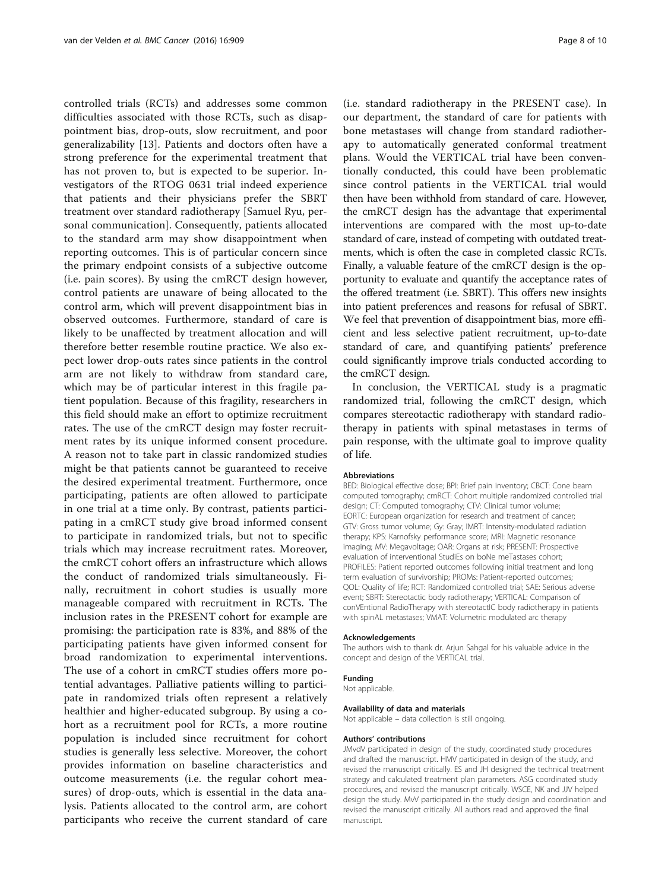controlled trials (RCTs) and addresses some common difficulties associated with those RCTs, such as disappointment bias, drop-outs, slow recruitment, and poor generalizability [13]. Patients and doctors often have a strong preference for the experimental treatment that has not proven to, but is expected to be superior. Investigators of the RTOG 0631 trial indeed experience that patients and their physicians prefer the SBRT treatment over standard radiotherapy [Samuel Ryu, personal communication]. Consequently, patients allocated to the standard arm may show disappointment when reporting outcomes. This is of particular concern since the primary endpoint consists of a subjective outcome (i.e. pain scores). By using the cmRCT design however, control patients are unaware of being allocated to the control arm, which will prevent disappointment bias in observed outcomes. Furthermore, standard of care is likely to be unaffected by treatment allocation and will therefore better resemble routine practice. We also expect lower drop-outs rates since patients in the control arm are not likely to withdraw from standard care, which may be of particular interest in this fragile patient population. Because of this fragility, researchers in this field should make an effort to optimize recruitment rates. The use of the cmRCT design may foster recruitment rates by its unique informed consent procedure. A reason not to take part in classic randomized studies might be that patients cannot be guaranteed to receive the desired experimental treatment. Furthermore, once participating, patients are often allowed to participate in one trial at a time only. By contrast, patients participating in a cmRCT study give broad informed consent to participate in randomized trials, but not to specific trials which may increase recruitment rates. Moreover, the cmRCT cohort offers an infrastructure which allows the conduct of randomized trials simultaneously. Finally, recruitment in cohort studies is usually more manageable compared with recruitment in RCTs. The inclusion rates in the PRESENT cohort for example are promising: the participation rate is 83%, and 88% of the participating patients have given informed consent for broad randomization to experimental interventions. The use of a cohort in cmRCT studies offers more potential advantages. Palliative patients willing to participate in randomized trials often represent a relatively healthier and higher-educated subgroup. By using a cohort as a recruitment pool for RCTs, a more routine population is included since recruitment for cohort studies is generally less selective. Moreover, the cohort provides information on baseline characteristics and outcome measurements (i.e. the regular cohort measures) of drop-outs, which is essential in the data analysis. Patients allocated to the control arm, are cohort participants who receive the current standard of care (i.e. standard radiotherapy in the PRESENT case). In our department, the standard of care for patients with bone metastases will change from standard radiotherapy to automatically generated conformal treatment plans. Would the VERTICAL trial have been conventionally conducted, this could have been problematic since control patients in the VERTICAL trial would then have been withhold from standard of care. However, the cmRCT design has the advantage that experimental interventions are compared with the most up-to-date standard of care, instead of competing with outdated treatments, which is often the case in completed classic RCTs. Finally, a valuable feature of the cmRCT design is the opportunity to evaluate and quantify the acceptance rates of the offered treatment (i.e. SBRT). This offers new insights into patient preferences and reasons for refusal of SBRT. We feel that prevention of disappointment bias, more efficient and less selective patient recruitment, up-to-date standard of care, and quantifying patients' preference could significantly improve trials conducted according to the cmRCT design.

In conclusion, the VERTICAL study is a pragmatic randomized trial, following the cmRCT design, which compares stereotactic radiotherapy with standard radiotherapy in patients with spinal metastases in terms of pain response, with the ultimate goal to improve quality of life.

#### Abbreviations

BED: Biological effective dose; BPI: Brief pain inventory; CBCT: Cone beam computed tomography; cmRCT: Cohort multiple randomized controlled trial design; CT: Computed tomography; CTV: Clinical tumor volume; EORTC: European organization for research and treatment of cancer; GTV: Gross tumor volume; Gy: Gray; IMRT: Intensity-modulated radiation therapy; KPS: Karnofsky performance score; MRI: Magnetic resonance imaging; MV: Megavoltage; OAR: Organs at risk; PRESENT: Prospective evaluation of interventional StudiEs on boNe meTastases cohort; PROFILES: Patient reported outcomes following initial treatment and long term evaluation of survivorship; PROMs: Patient-reported outcomes; QOL: Quality of life; RCT: Randomized controlled trial; SAE: Serious adverse event; SBRT: Stereotactic body radiotherapy; VERTICAL: Comparison of conVEntional RadioTherapy with stereotactIC body radiotherapy in patients with spinAL metastases; VMAT: Volumetric modulated arc therapy

#### Acknowledgements

The authors wish to thank dr. Arjun Sahgal for his valuable advice in the concept and design of the VERTICAL trial.

#### Funding

Not applicable.

#### Availability of data and materials

Not applicable – data collection is still ongoing.

#### Authors' contributions

JMvdV participated in design of the study, coordinated study procedures and drafted the manuscript. HMV participated in design of the study, and revised the manuscript critically. ES and JH designed the technical treatment strategy and calculated treatment plan parameters. ASG coordinated study procedures, and revised the manuscript critically. WSCE, NK and JJV helped design the study. MvV participated in the study design and coordination and revised the manuscript critically. All authors read and approved the final manuscript.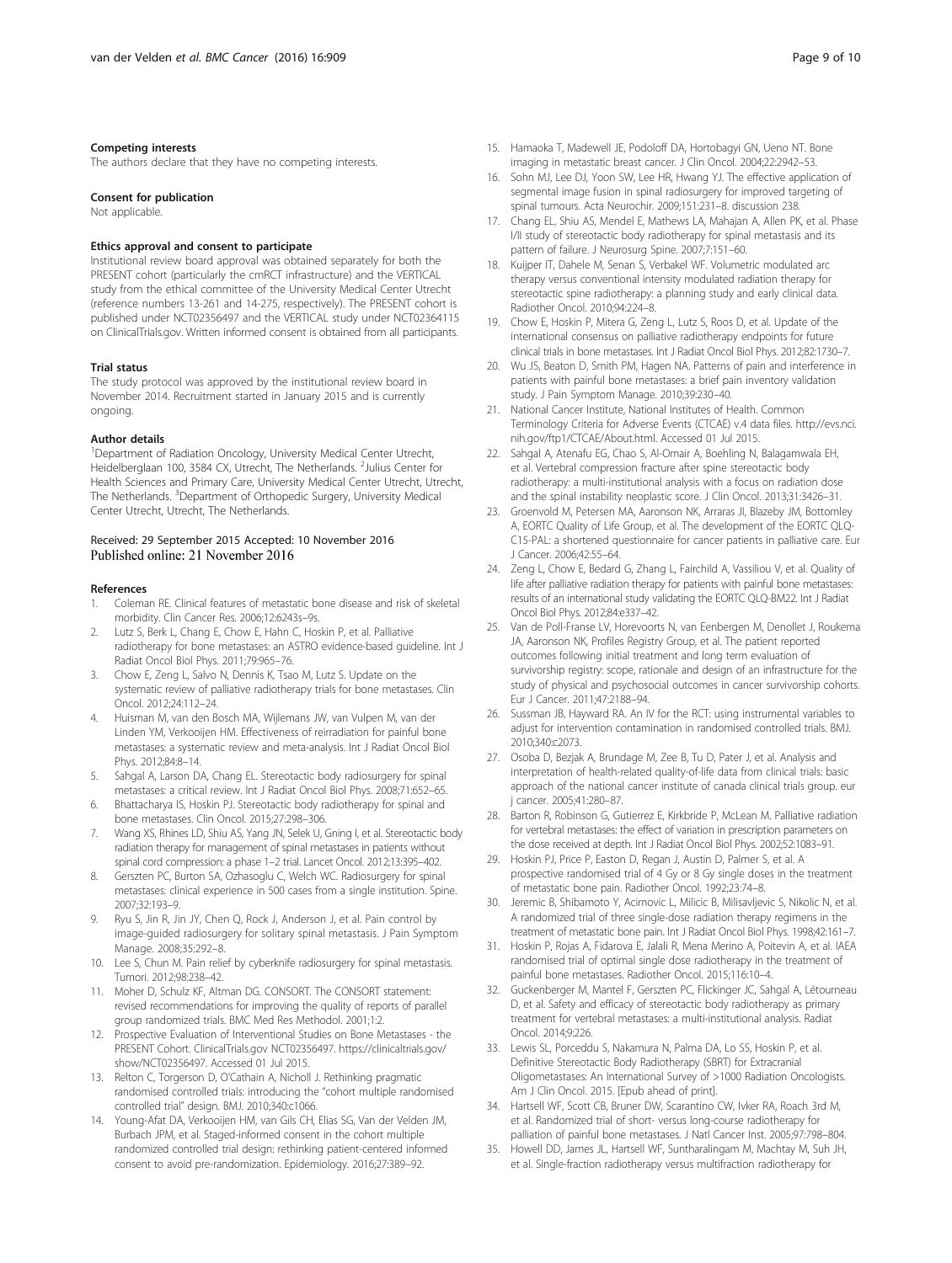#### Competing interests

The authors declare that they have no competing interests.

#### Consent for publication

Not applicable.

#### Ethics approval and consent to participate

Institutional review board approval was obtained separately for both the PRESENT cohort (particularly the cmRCT infrastructure) and the VERTICAL study from the ethical committee of the University Medical Center Utrecht (reference numbers 13-261 and 14-275, respectively). The PRESENT cohort is published under NCT02356497 and the VERTICAL study under NCT02364115 on ClinicalTrials.gov. Written informed consent is obtained from all participants.

#### Trial status

The study protocol was approved by the institutional review board in November 2014. Recruitment started in January 2015 and is currently ongoing.

#### Author details

[1]Department of Radiation Oncology, University Medical Center Utrecht, Heidelberglaan 100, 3584 CX, Utrecht, The Netherlands. [2]Julius Center for Health Sciences and Primary Care, University Medical Center Utrecht, Utrecht, The Netherlands. [3]Department of Orthopedic Surgery, University Medical Center Utrecht, Utrecht, The Netherlands.

Received: 29 September 2015 Accepted: 10 November 2016
Published online: 21 November 2016

#### References

1. Coleman RE. Clinical features of metastatic bone disease and risk of skeletal morbidity. Clin Cancer Res. 2006;12:6243s–9s.
2. Lutz S, Berk L, Chang E, Chow E, Hahn C, Hoskin P, et al. Palliative radiotherapy for bone metastases: an ASTRO evidence-based guideline. Int J Radiat Oncol Biol Phys. 2011;79:965–76.
3. Chow E, Zeng L, Salvo N, Dennis K, Tsao M, Lutz S. Update on the systematic review of palliative radiotherapy trials for bone metastases. Clin Oncol. 2012;24:112–24.
4. Huisman M, van den Bosch MA, Wijlemans JW, van Vulpen M, van der Linden YM, Verkooijen HM. Effectiveness of reirradiation for painful bone metastases: a systematic review and meta-analysis. Int J Radiat Oncol Biol Phys. 2012;84:8–14.
5. Sahgal A, Larson DA, Chang EL. Stereotactic body radiosurgery for spinal metastases: a critical review. Int J Radiat Oncol Biol Phys. 2008;71:652–65.
6. Bhattacharya IS, Hoskin PJ. Stereotactic body radiotherapy for spinal and bone metastases. Clin Oncol. 2015;27:298–306.
7. Wang XS, Rhines LD, Shiu AS, Yang JN, Selek U, Gning I, et al. Stereotactic body radiation therapy for management of spinal metastases in patients without spinal cord compression: a phase 1–2 trial. Lancet Oncol. 2012;13:395–402.
8. Gerszten PC, Burton SA, Ozhasoglu C, Welch WC. Radiosurgery for spinal metastases: clinical experience in 500 cases from a single institution. Spine. 2007;32:193–9.
9. Ryu S, Jin R, Jin JY, Chen Q, Rock J, Anderson J, et al. Pain control by image-guided radiosurgery for solitary spinal metastasis. J Pain Symptom Manage. 2008;35:292–8.
10. Lee S, Chun M. Pain relief by cyberknife radiosurgery for spinal metastasis. Tumori. 2012;98:238–42.
11. Moher D, Schulz KF, Altman DG. CONSORT. The CONSORT statement: revised recommendations for improving the quality of reports of parallel group randomized trials. BMC Med Res Methodol. 2001;1:2.
12. Prospective Evaluation of Interventional Studies on Bone Metastases - the PRESENT Cohort. ClinicalTrials.gov NCT02356497. https://clinicaltrials.gov/show/NCT02356497. Accessed 01 Jul 2015.
13. Relton C, Torgerson D, O'Cathain A, Nicholl J. Rethinking pragmatic randomised controlled trials: introducing the "cohort multiple randomised controlled trial" design. BMJ. 2010;340:c1066.
14. Young-Afat DA, Verkooijen HM, van Gils CH, Elias SG, Van der Velden JM, Burbach JPM, et al. Staged-informed consent in the cohort multiple randomized controlled trial design: rethinking patient-centered informed consent to avoid pre-randomization. Epidemiology. 2016;27:389–92.
15. Hamaoka T, Madewell JE, Podoloff DA, Hortobagyi GN, Ueno NT. Bone imaging in metastatic breast cancer. J Clin Oncol. 2004;22:2942–53.
16. Sohn MJ, Lee DJ, Yoon SW, Lee HR, Hwang YJ. The effective application of segmental image fusion in spinal radiosurgery for improved targeting of spinal tumours. Acta Neurochir. 2009;151:231–8. discussion 238.
17. Chang EL, Shiu AS, Mendel E, Mathews LA, Mahajan A, Allen PK, et al. Phase I/II study of stereotactic body radiotherapy for spinal metastasis and its pattern of failure. J Neurosurg Spine. 2007;7:151–60.
18. Kuijper IT, Dahele M, Senan S, Verbakel WF. Volumetric modulated arc therapy versus conventional intensity modulated radiation therapy for stereotactic spine radiotherapy: a planning study and early clinical data. Radiother Oncol. 2010;94:224–8.
19. Chow E, Hoskin P, Mitera G, Zeng L, Lutz S, Roos D, et al. Update of the international consensus on palliative radiotherapy endpoints for future clinical trials in bone metastases. Int J Radiat Oncol Biol Phys. 2012;82:1730–7.
20. Wu JS, Beaton D, Smith PM, Hagen NA. Patterns of pain and interference in patients with painful bone metastases: a brief pain inventory validation study. J Pain Symptom Manage. 2010;39:230–40.
21. National Cancer Institute, National Institutes of Health. Common Terminology Criteria for Adverse Events (CTCAE) v.4 data files. http://evs.nci.nih.gov/ftp1/CTCAE/About.html. Accessed 01 Jul 2015.
22. Sahgal A, Atenafu EG, Chao S, Al-Omair A, Boehling N, Balagamwala EH, et al. Vertebral compression fracture after spine stereotactic body radiotherapy: a multi-institutional analysis with a focus on radiation dose and the spinal instability neoplastic score. J Clin Oncol. 2013;31:3426–31.
23. Groenvold M, Petersen MA, Aaronson NK, Arraras JI, Blazeby JM, Bottomley A, EORTC Quality of Life Group, et al. The development of the EORTC QLQ-C15-PAL: a shortened questionnaire for cancer patients in palliative care. Eur J Cancer. 2006;42:55–64.
24. Zeng L, Chow E, Bedard G, Zhang L, Fairchild A, Vassiliou V, et al. Quality of life after palliative radiation therapy for patients with painful bone metastases: results of an international study validating the EORTC QLQ-BM22. Int J Radiat Oncol Biol Phys. 2012;84:e337–42.
25. Van de Poll-Franse LV, Horevoorts N, van Eenbergen M, Denollet J, Roukema JA, Aaronson NK, Profiles Registry Group, et al. The patient reported outcomes following initial treatment and long term evaluation of survivorship registry: scope, rationale and design of an infrastructure for the study of physical and psychosocial outcomes in cancer survivorship cohorts. Eur J Cancer. 2011;47:2188–94.
26. Sussman JB, Hayward RA. An IV for the RCT: using instrumental variables to adjust for intervention contamination in randomised controlled trials. BMJ. 2010;340:c2073.
27. Osoba D, Bezjak A, Brundage M, Zee B, Tu D, Pater J, et al. Analysis and interpretation of health-related quality-of-life data from clinical trials: basic approach of the national cancer institute of canada clinical trials group. eur j cancer. 2005;41:280–87.
28. Barton R, Robinson G, Gutierrez E, Kirkbride P, McLean M. Palliative radiation for vertebral metastases: the effect of variation in prescription parameters on the dose received at depth. Int J Radiat Oncol Biol Phys. 2002;52:1083–91.
29. Hoskin PJ, Price P, Easton D, Regan J, Austin D, Palmer S, et al. A prospective randomised trial of 4 Gy or 8 Gy single doses in the treatment of metastatic bone pain. Radiother Oncol. 1992;23:74–8.
30. Jeremic B, Shibamoto Y, Acimovic L, Milicic B, Milisavljevic S, Nikolic N, et al. A randomized trial of three single-dose radiation therapy regimens in the treatment of metastatic bone pain. Int J Radiat Oncol Biol Phys. 1998;42:161–7.
31. Hoskin P, Rojas A, Fidarova E, Jalali R, Mena Merino A, Poitevin A, et al. IAEA randomised trial of optimal single dose radiotherapy in the treatment of painful bone metastases. Radiother Oncol. 2015;116:10–4.
32. Guckenberger M, Mantel F, Gerszten PC, Flickinger JC, Sahgal A, Létourneau D, et al. Safety and efficacy of stereotactic body radiotherapy as primary treatment for vertebral metastases: a multi-institutional analysis. Radiat Oncol. 2014;9:226.
33. Lewis SL, Porceddu S, Nakamura N, Palma DA, Lo SS, Hoskin P, et al. Definitive Stereotactic Body Radiotherapy (SBRT) for Extracranial Oligometastases: An International Survey of >1000 Radiation Oncologists. Am J Clin Oncol. 2015. [Epub ahead of print].
34. Hartsell WF, Scott CB, Bruner DW, Scarantino CW, Ivker RA, Roach 3rd M, et al. Randomized trial of short- versus long-course radiotherapy for palliation of painful bone metastases. J Natl Cancer Inst. 2005;97:798–804.
35. Howell DD, James JL, Hartsell WF, Suntharalingam M, Machtay M, Suh JH, et al. Single-fraction radiotherapy versus multifraction radiotherapy for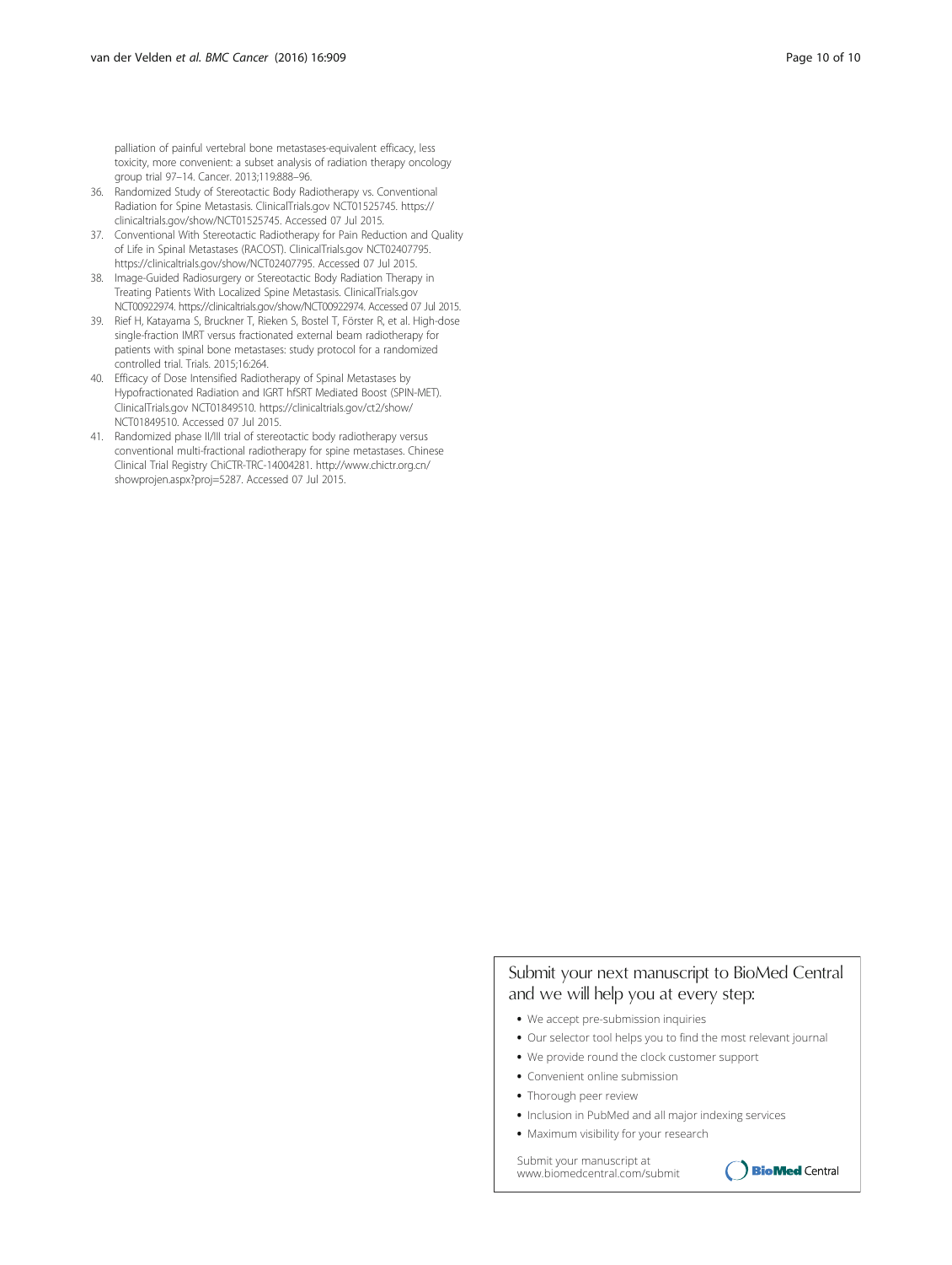palliation of painful vertebral bone metastases-equivalent efficacy, less toxicity, more convenient: a subset analysis of radiation therapy oncology group trial 97–14. Cancer. 2013;119:888–96.

36. Randomized Study of Stereotactic Body Radiotherapy vs. Conventional Radiation for Spine Metastasis. ClinicalTrials.gov NCT01525745. https://clinicaltrials.gov/show/NCT01525745. Accessed 07 Jul 2015.
37. Conventional With Stereotactic Radiotherapy for Pain Reduction and Quality of Life in Spinal Metastases (RACOST). ClinicalTrials.gov NCT02407795. https://clinicaltrials.gov/show/NCT02407795. Accessed 07 Jul 2015.
38. Image-Guided Radiosurgery or Stereotactic Body Radiation Therapy in Treating Patients With Localized Spine Metastasis. ClinicalTrials.gov NCT00922974. https://clinicaltrials.gov/show/NCT00922974. Accessed 07 Jul 2015.
39. Rief H, Katayama S, Bruckner T, Rieken S, Bostel T, Förster R, et al. High-dose single-fraction IMRT versus fractionated external beam radiotherapy for patients with spinal bone metastases: study protocol for a randomized controlled trial. Trials. 2015;16:264.
40. Efficacy of Dose Intensified Radiotherapy of Spinal Metastases by Hypofractionated Radiation and IGRT hfSRT Mediated Boost (SPIN-MET). ClinicalTrials.gov NCT01849510. https://clinicaltrials.gov/ct2/show/NCT01849510. Accessed 07 Jul 2015.
41. Randomized phase II/III trial of stereotactic body radiotherapy versus conventional multi-fractional radiotherapy for spine metastases. Chinese Clinical Trial Registry ChiCTR-TRC-14004281. http://www.chictr.org.cn/showprojen.aspx?proj=5287. Accessed 07 Jul 2015.

Submit your next manuscript to BioMed Central and we will help you at every step:

- We accept pre-submission inquiries
- Our selector tool helps you to find the most relevant journal
- We provide round the clock customer support
- Convenient online submission
- Thorough peer review
- Inclusion in PubMed and all major indexing services
- Maximum visibility for your research

Submit your manuscript at www.biomedcentral.com/submit

BioMed Central